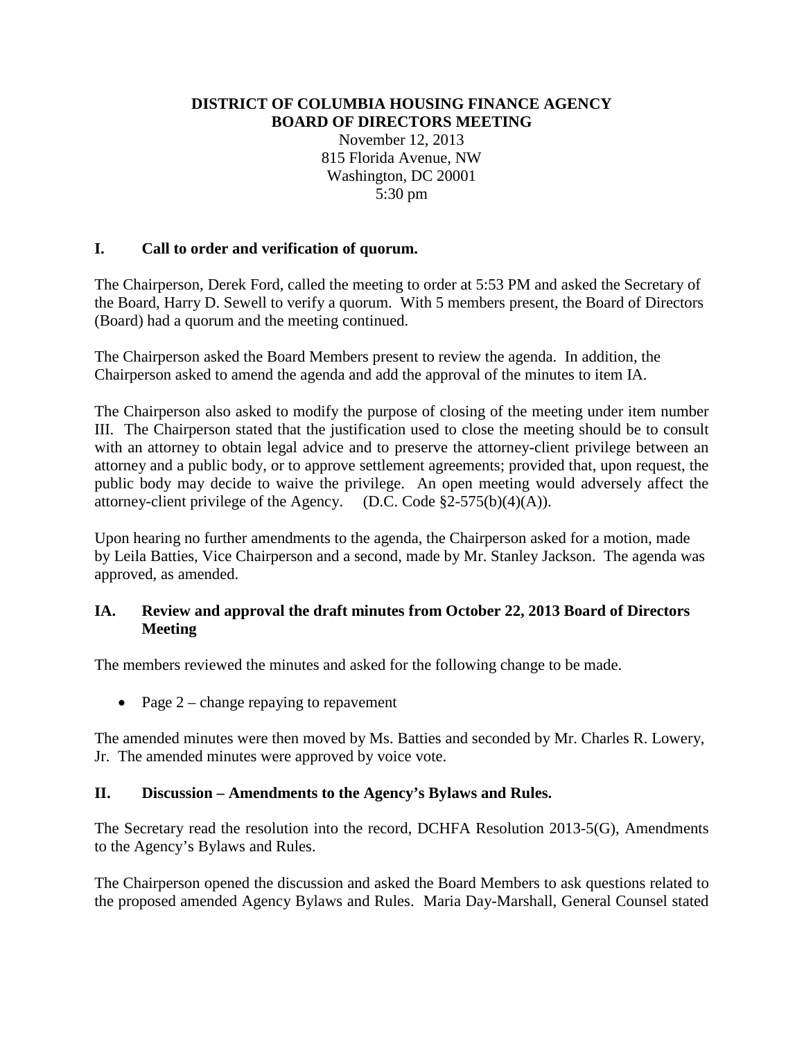**DISTRICT OF COLUMBIA HOUSING FINANCE AGENCY**
**BOARD OF DIRECTORS MEETING**

November 12, 2013
815 Florida Avenue, NW
Washington, DC 20001
5:30 pm

## I. Call to order and verification of quorum.

The Chairperson, Derek Ford, called the meeting to order at 5:53 PM and asked the Secretary of the Board, Harry D. Sewell to verify a quorum. With 5 members present, the Board of Directors (Board) had a quorum and the meeting continued.

The Chairperson asked the Board Members present to review the agenda. In addition, the Chairperson asked to amend the agenda and add the approval of the minutes to item IA.

The Chairperson also asked to modify the purpose of closing of the meeting under item number III. The Chairperson stated that the justification used to close the meeting should be to consult with an attorney to obtain legal advice and to preserve the attorney-client privilege between an attorney and a public body, or to approve settlement agreements; provided that, upon request, the public body may decide to waive the privilege. An open meeting would adversely affect the attorney-client privilege of the Agency. (D.C. Code §2-575(b)(4)(A)).

Upon hearing no further amendments to the agenda, the Chairperson asked for a motion, made by Leila Batties, Vice Chairperson and a second, made by Mr. Stanley Jackson. The agenda was approved, as amended.

## IA. Review and approval the draft minutes from October 22, 2013 Board of Directors Meeting

The members reviewed the minutes and asked for the following change to be made.

- Page 2 – change repaying to repavement

The amended minutes were then moved by Ms. Batties and seconded by Mr. Charles R. Lowery, Jr. The amended minutes were approved by voice vote.

## II. Discussion – Amendments to the Agency's Bylaws and Rules.

The Secretary read the resolution into the record, DCHFA Resolution 2013-5(G), Amendments to the Agency's Bylaws and Rules.

The Chairperson opened the discussion and asked the Board Members to ask questions related to the proposed amended Agency Bylaws and Rules. Maria Day-Marshall, General Counsel stated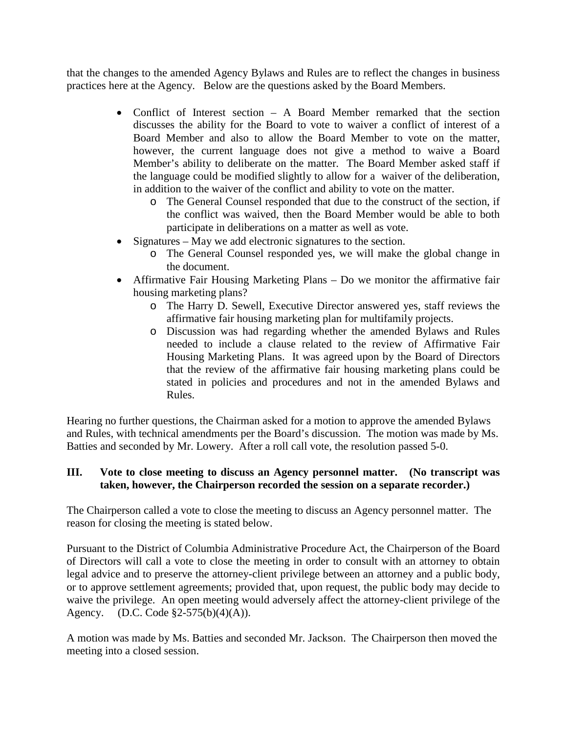that the changes to the amended Agency Bylaws and Rules are to reflect the changes in business practices here at the Agency. Below are the questions asked by the Board Members.

- Conflict of Interest section – A Board Member remarked that the section discusses the ability for the Board to vote to waiver a conflict of interest of a Board Member and also to allow the Board Member to vote on the matter, however, the current language does not give a method to waive a Board Member's ability to deliberate on the matter. The Board Member asked staff if the language could be modified slightly to allow for a waiver of the deliberation, in addition to the waiver of the conflict and ability to vote on the matter.
    - The General Counsel responded that due to the construct of the section, if the conflict was waived, then the Board Member would be able to both participate in deliberations on a matter as well as vote.
- Signatures – May we add electronic signatures to the section.
    - The General Counsel responded yes, we will make the global change in the document.
- Affirmative Fair Housing Marketing Plans – Do we monitor the affirmative fair housing marketing plans?
    - The Harry D. Sewell, Executive Director answered yes, staff reviews the affirmative fair housing marketing plan for multifamily projects.
    - Discussion was had regarding whether the amended Bylaws and Rules needed to include a clause related to the review of Affirmative Fair Housing Marketing Plans. It was agreed upon by the Board of Directors that the review of the affirmative fair housing marketing plans could be stated in policies and procedures and not in the amended Bylaws and Rules.

Hearing no further questions, the Chairman asked for a motion to approve the amended Bylaws and Rules, with technical amendments per the Board's discussion. The motion was made by Ms. Batties and seconded by Mr. Lowery. After a roll call vote, the resolution passed 5-0.

## III. Vote to close meeting to discuss an Agency personnel matter. (No transcript was taken, however, the Chairperson recorded the session on a separate recorder.)

The Chairperson called a vote to close the meeting to discuss an Agency personnel matter. The reason for closing the meeting is stated below.

Pursuant to the District of Columbia Administrative Procedure Act, the Chairperson of the Board of Directors will call a vote to close the meeting in order to consult with an attorney to obtain legal advice and to preserve the attorney-client privilege between an attorney and a public body, or to approve settlement agreements; provided that, upon request, the public body may decide to waive the privilege. An open meeting would adversely affect the attorney-client privilege of the Agency. (D.C. Code §2-575(b)(4)(A)).

A motion was made by Ms. Batties and seconded Mr. Jackson. The Chairperson then moved the meeting into a closed session.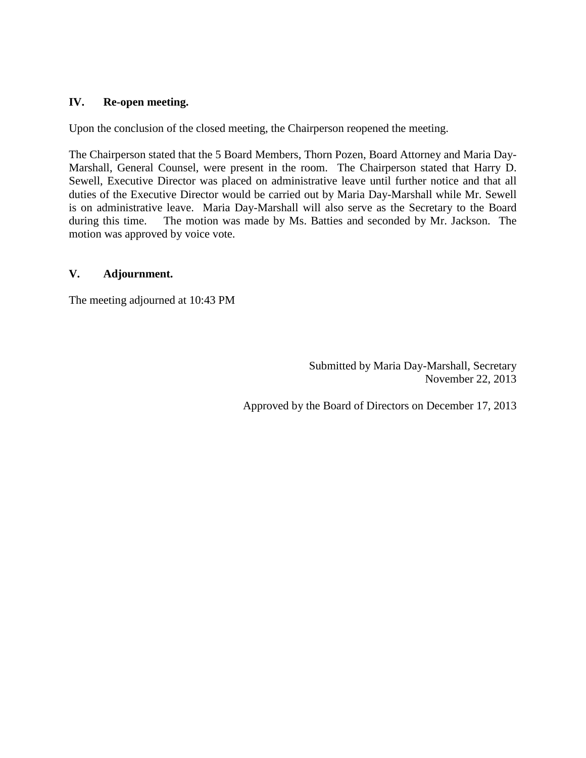## IV. Re-open meeting.

Upon the conclusion of the closed meeting, the Chairperson reopened the meeting.

The Chairperson stated that the 5 Board Members, Thorn Pozen, Board Attorney and Maria Day-Marshall, General Counsel, were present in the room. The Chairperson stated that Harry D. Sewell, Executive Director was placed on administrative leave until further notice and that all duties of the Executive Director would be carried out by Maria Day-Marshall while Mr. Sewell is on administrative leave. Maria Day-Marshall will also serve as the Secretary to the Board during this time. The motion was made by Ms. Batties and seconded by Mr. Jackson. The motion was approved by voice vote.

## V. Adjournment.

The meeting adjourned at 10:43 PM

Submitted by Maria Day-Marshall, Secretary
November 22, 2013

Approved by the Board of Directors on December 17, 2013